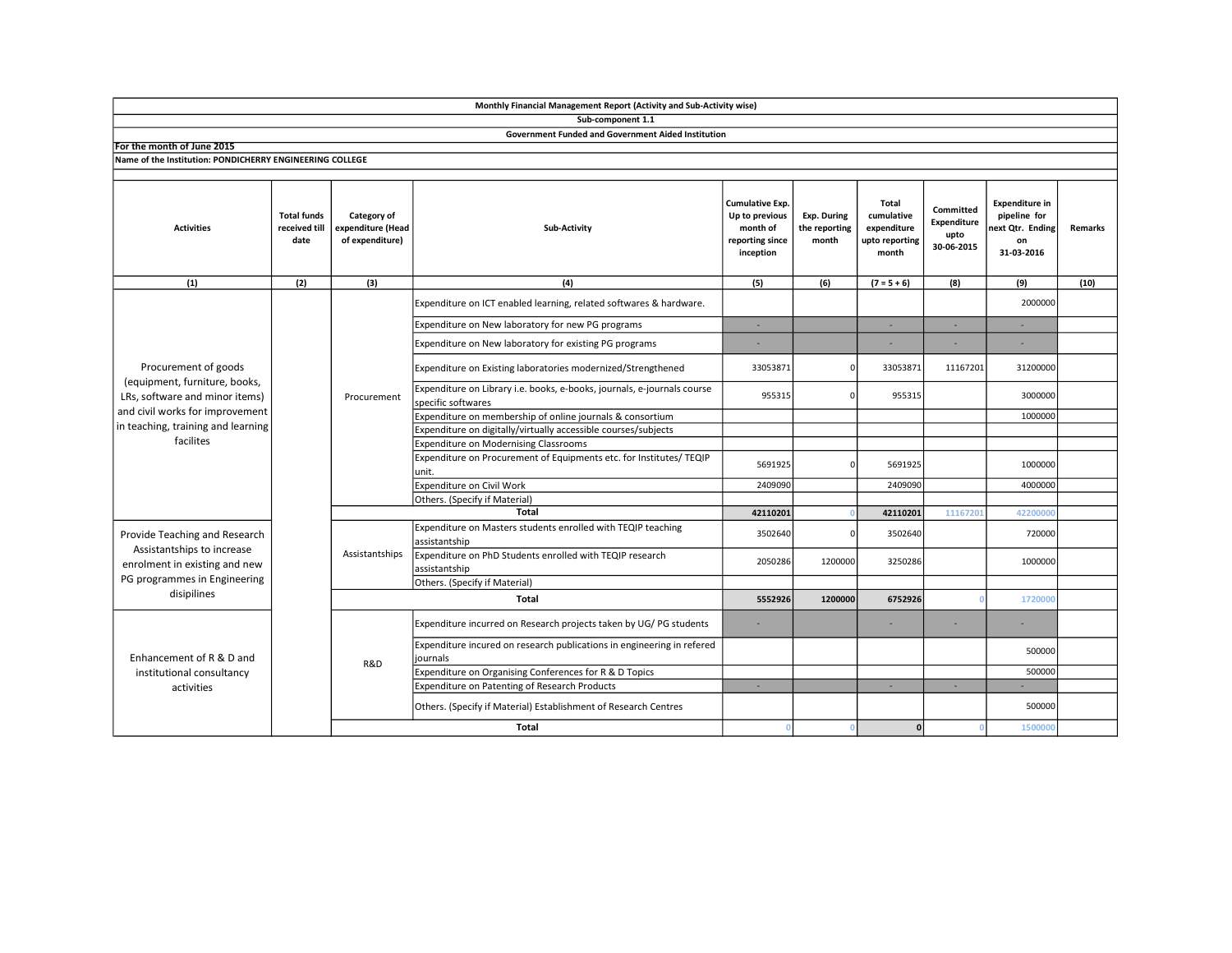**Monthly Financial Management Report (Activity and Sub-Activity wise)**

**Sub-component 1.1**

**Government Funded and Government Aided Institution**

**For the month of June 2015**

**Name of the Institution: PONDICHERRY ENGINEERING COLLEGE**

| Activities | Total funds received till date | Category of expenditure (Head of expenditure) | Sub-Activity | Cumulative Exp. Up to previous month of reporting since inception | Exp. During the reporting month | Total cumulative expenditure upto reporting month | Committed Expenditure upto 30-06-2015 | Expenditure in pipeline for next Qtr. Ending on 31-03-2016 | Remarks |
|---|---|---|---|---|---|---|---|---|---|
| (1) | (2) | (3) | (4) | (5) | (6) | (7 = 5 + 6) | (8) | (9) | (10) |
| Procurement of goods (equipment, furniture, books, LRs, software and minor items) and civil works for improvement in teaching, training and learning facilites | | Procurement | Expenditure on ICT enabled learning, related softwares & hardware. | | | | | 2000000 | |
| | | | Expenditure on New laboratory for new PG programs | - | | - | - | - | |
| | | | Expenditure on New laboratory for existing PG programs | - | | - | - | - | |
| | | | Expenditure on Existing laboratories modernized/Strengthened | 33053871 | 0 | 33053871 | 11167201 | 31200000 | |
| | | | Expenditure on Library i.e. books, e-books, journals, e-journals course specific softwares | 955315 | 0 | 955315 | | 3000000 | |
| | | | Expenditure on membership of online journals & consortium | | | | | 1000000 | |
| | | | Expenditure on digitally/virtually accessible courses/subjects | | | | | | |
| | | | Expenditure on Modernising Classrooms | | | | | | |
| | | | Expenditure on Procurement of Equipments etc. for Institutes/ TEQIP unit. | 5691925 | 0 | 5691925 | | 1000000 | |
| | | | Expenditure on Civil Work | 2409090 | | 2409090 | | 4000000 | |
| | | | Others. (Specify if Material) | | | | | | |
| | | | **Total** | **42110201** | 0 | **42110201** | 11167201 | 42200000 | |
| Provide Teaching and Research Assistantships to increase enrolment in existing and new PG programmes in Engineering disipilines | | Assistantships | Expenditure on Masters students enrolled with TEQIP teaching assistantship | 3502640 | 0 | 3502640 | | 720000 | |
| | | | Expenditure on PhD Students enrolled with TEQIP research assistantship | 2050286 | 1200000 | 3250286 | | 1000000 | |
| | | | Others. (Specify if Material) | | | | | | |
| | | | **Total** | **5552926** | **1200000** | **6752926** | 0 | 1720000 | |
| Enhancement of R & D and institutional consultancy activities | | R&D | Expenditure incurred on Research projects taken by UG/ PG students | - | | - | - | - | |
| | | | Expenditure incured on research publications in engineering in refered journals | | | | | 500000 | |
| | | | Expenditure on Organising Conferences for R & D Topics | | | | | 500000 | |
| | | | Expenditure on Patenting of Research Products | - | | - | - | - | |
| | | | Others. (Specify if Material) Establishment of Research Centres | | | | | 500000 | |
| | | | **Total** | 0 | 0 | **0** | 0 | 1500000 | |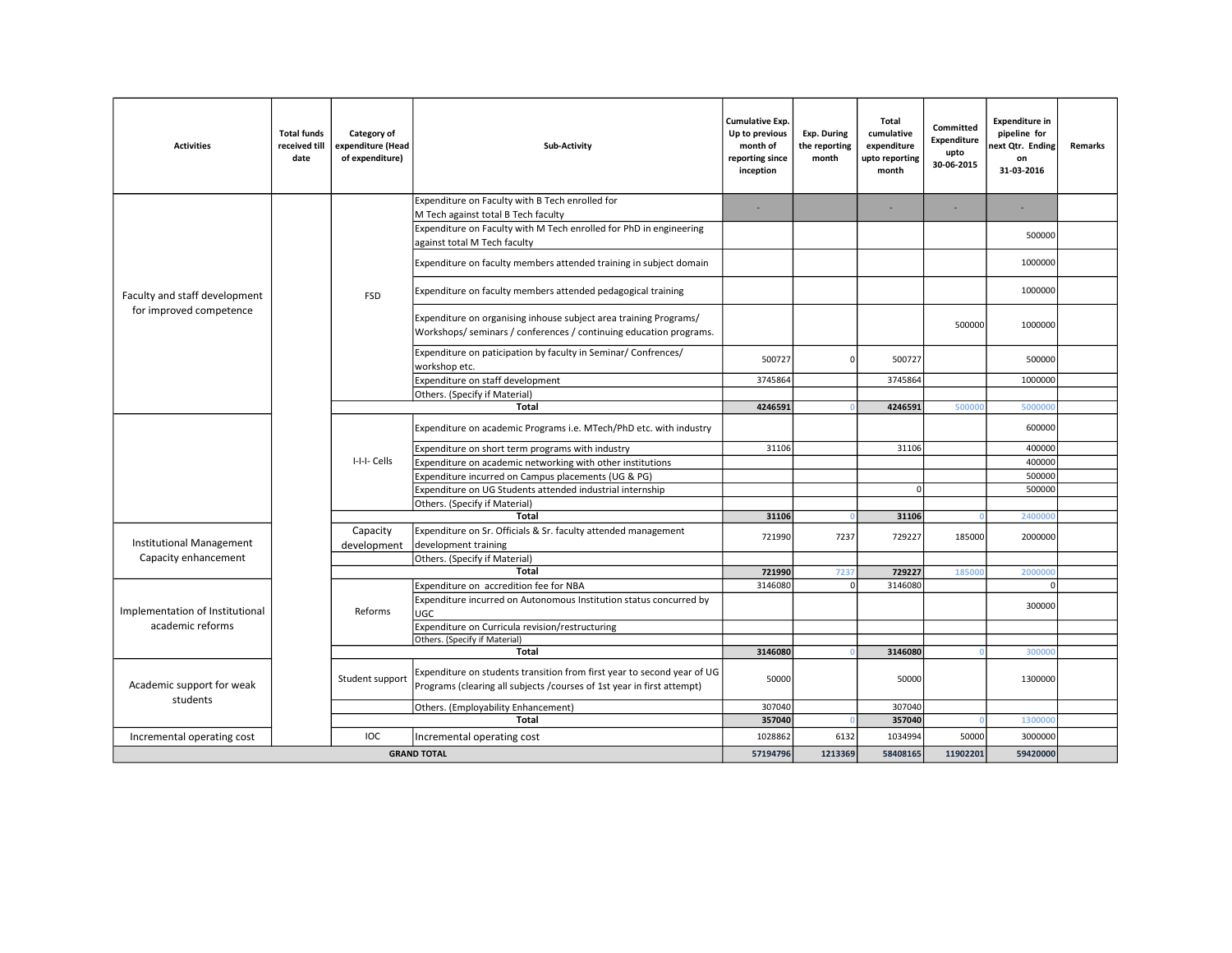| Activities | Total funds received till date | Category of expenditure (Head of expenditure) | Sub-Activity | Cumulative Exp. Up to previous month of reporting since inception | Exp. During the reporting month | Total cumulative expenditure upto reporting month | Committed Expenditure upto 30-06-2015 | Expenditure in pipeline for next Qtr. Ending on 31-03-2016 | Remarks |
|---|---|---|---|---|---|---|---|---|---|
| Faculty and staff development for improved competence | | FSD | Expenditure on Faculty with B Tech enrolled for M Tech against total B Tech faculty | - | | - | - | - | |
| | | | Expenditure on Faculty with M Tech enrolled for PhD in engineering against total M Tech faculty | | | | | 500000 | |
| | | | Expenditure on faculty members attended training in subject domain | | | | | 1000000 | |
| | | | Expenditure on faculty members attended pedagogical training | | | | | 1000000 | |
| | | | Expenditure on organising inhouse subject area training Programs/ Workshops/ seminars / conferences / continuing education programs. | | | | 500000 | 1000000 | |
| | | | Expenditure on paticipation by faculty in Seminar/ Confrences/ workshop etc. | 500727 | 0 | 500727 | | 500000 | |
| | | | Expenditure on staff development | 3745864 | | 3745864 | | 1000000 | |
| | | | Others. (Specify if Material) | | | | | | |
| | | | **Total** | **4246591** | 0 | **4246591** | 500000 | 5000000 | |
| | | I-I-I- Cells | Expenditure on academic Programs i.e. MTech/PhD etc. with industry | | | | | 600000 | |
| | | | Expenditure on short term programs with industry | 31106 | | 31106 | | 400000 | |
| | | | Expenditure on academic networking with other institutions | | | | | 400000 | |
| | | | Expenditure incurred on Campus placements (UG & PG) | | | | | 500000 | |
| | | | Expenditure on UG Students attended industrial internship | | | 0 | | 500000 | |
| | | | Others. (Specify if Material) | | | | | | |
| | | | **Total** | **31106** | 0 | **31106** | 0 | 2400000 | |
| Institutional Management Capacity enhancement | | Capacity development | Expenditure on Sr. Officials & Sr. faculty attended management development training | 721990 | 7237 | 729227 | 185000 | 2000000 | |
| | | | Others. (Specify if Material) | | | | | | |
| | | | **Total** | **721990** | 7237 | **729227** | 185000 | 2000000 | |
| Implementation of Institutional academic reforms | | Reforms | Expenditure on accredition fee for NBA | 3146080 | 0 | 3146080 | | 0 | |
| | | | Expenditure incurred on Autonomous Institution status concurred by UGC | | | | | 300000 | |
| | | | Expenditure on Curricula revision/restructuring | | | | | | |
| | | | Others. (Specify if Material) | | | | | | |
| | | | **Total** | **3146080** | 0 | **3146080** | 0 | 300000 | |
| Academic support for weak students | | Student support | Expenditure on students transition from first year to second year of UG Programs (clearing all subjects /courses of 1st year in first attempt) | 50000 | | 50000 | | 1300000 | |
| | | | Others. (Employability Enhancement) | 307040 | | 307040 | | | |
| | | | **Total** | **357040** | 0 | **357040** | 0 | 1300000 | |
| Incremental operating cost | | IOC | Incremental operating cost | 1028862 | 6132 | 1034994 | 50000 | 3000000 | |
| **GRAND TOTAL** | | | | **57194796** | **1213369** | **58408165** | **11902201** | **59420000** | |